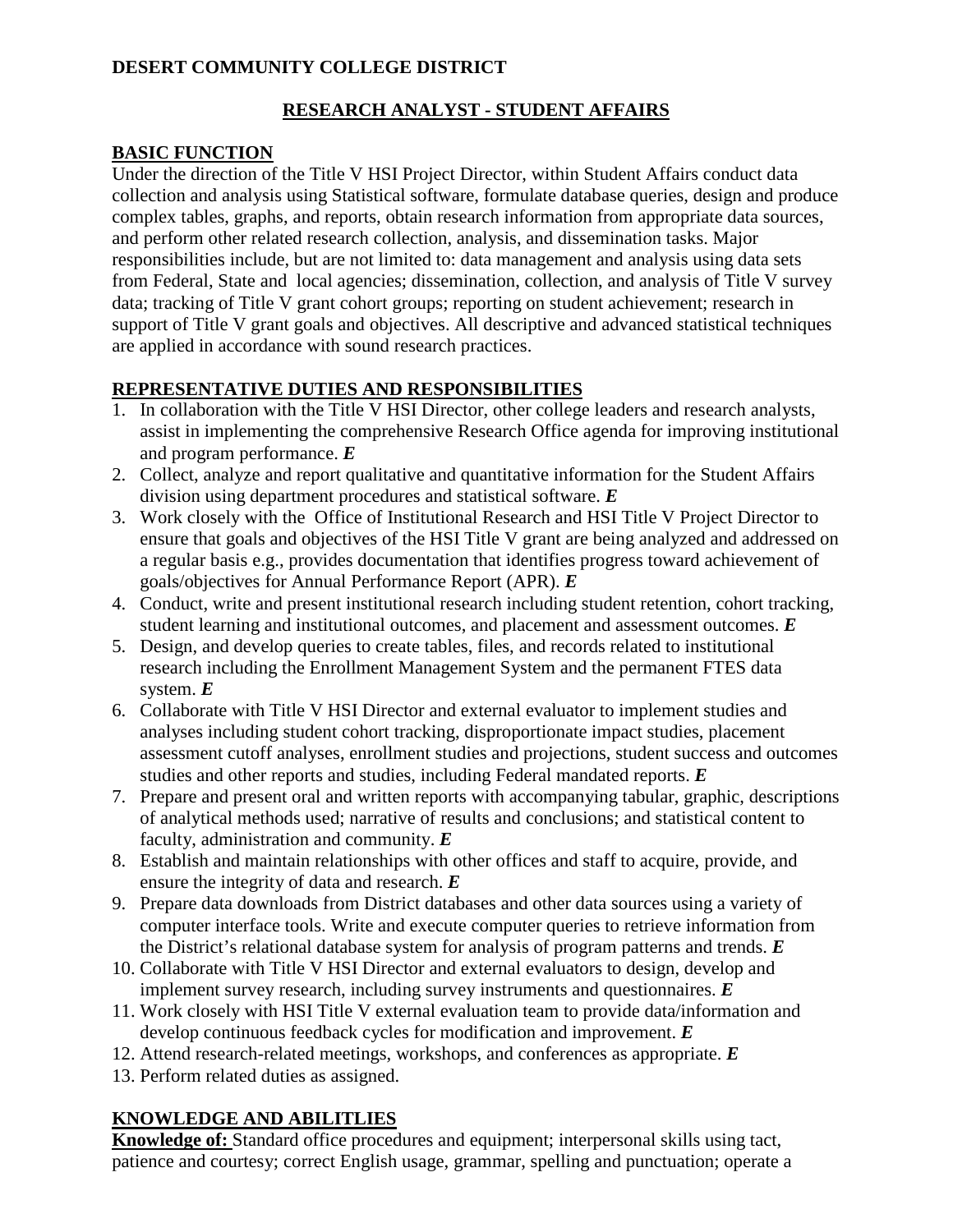**DESERT COMMUNITY COLLEGE DISTRICT**

## RESEARCH ANALYST - STUDENT AFFAIRS

### BASIC FUNCTION

Under the direction of the Title V HSI Project Director, within Student Affairs conduct data collection and analysis using Statistical software, formulate database queries, design and produce complex tables, graphs, and reports, obtain research information from appropriate data sources, and perform other related research collection, analysis, and dissemination tasks. Major responsibilities include, but are not limited to: data management and analysis using data sets from Federal, State and local agencies; dissemination, collection, and analysis of Title V survey data; tracking of Title V grant cohort groups; reporting on student achievement; research in support of Title V grant goals and objectives. All descriptive and advanced statistical techniques are applied in accordance with sound research practices.

### REPRESENTATIVE DUTIES AND RESPONSIBILITIES

1. In collaboration with the Title V HSI Director, other college leaders and research analysts, assist in implementing the comprehensive Research Office agenda for improving institutional and program performance. ***E***
2. Collect, analyze and report qualitative and quantitative information for the Student Affairs division using department procedures and statistical software. ***E***
3. Work closely with the Office of Institutional Research and HSI Title V Project Director to ensure that goals and objectives of the HSI Title V grant are being analyzed and addressed on a regular basis e.g., provides documentation that identifies progress toward achievement of goals/objectives for Annual Performance Report (APR). ***E***
4. Conduct, write and present institutional research including student retention, cohort tracking, student learning and institutional outcomes, and placement and assessment outcomes. ***E***
5. Design, and develop queries to create tables, files, and records related to institutional research including the Enrollment Management System and the permanent FTES data system. ***E***
6. Collaborate with Title V HSI Director and external evaluator to implement studies and analyses including student cohort tracking, disproportionate impact studies, placement assessment cutoff analyses, enrollment studies and projections, student success and outcomes studies and other reports and studies, including Federal mandated reports. ***E***
7. Prepare and present oral and written reports with accompanying tabular, graphic, descriptions of analytical methods used; narrative of results and conclusions; and statistical content to faculty, administration and community. ***E***
8. Establish and maintain relationships with other offices and staff to acquire, provide, and ensure the integrity of data and research. ***E***
9. Prepare data downloads from District databases and other data sources using a variety of computer interface tools. Write and execute computer queries to retrieve information from the District's relational database system for analysis of program patterns and trends. ***E***
10. Collaborate with Title V HSI Director and external evaluators to design, develop and implement survey research, including survey instruments and questionnaires. ***E***
11. Work closely with HSI Title V external evaluation team to provide data/information and develop continuous feedback cycles for modification and improvement. ***E***
12. Attend research-related meetings, workshops, and conferences as appropriate. ***E***
13. Perform related duties as assigned.

### KNOWLEDGE AND ABILITLIES

**Knowledge of:** Standard office procedures and equipment; interpersonal skills using tact, patience and courtesy; correct English usage, grammar, spelling and punctuation; operate a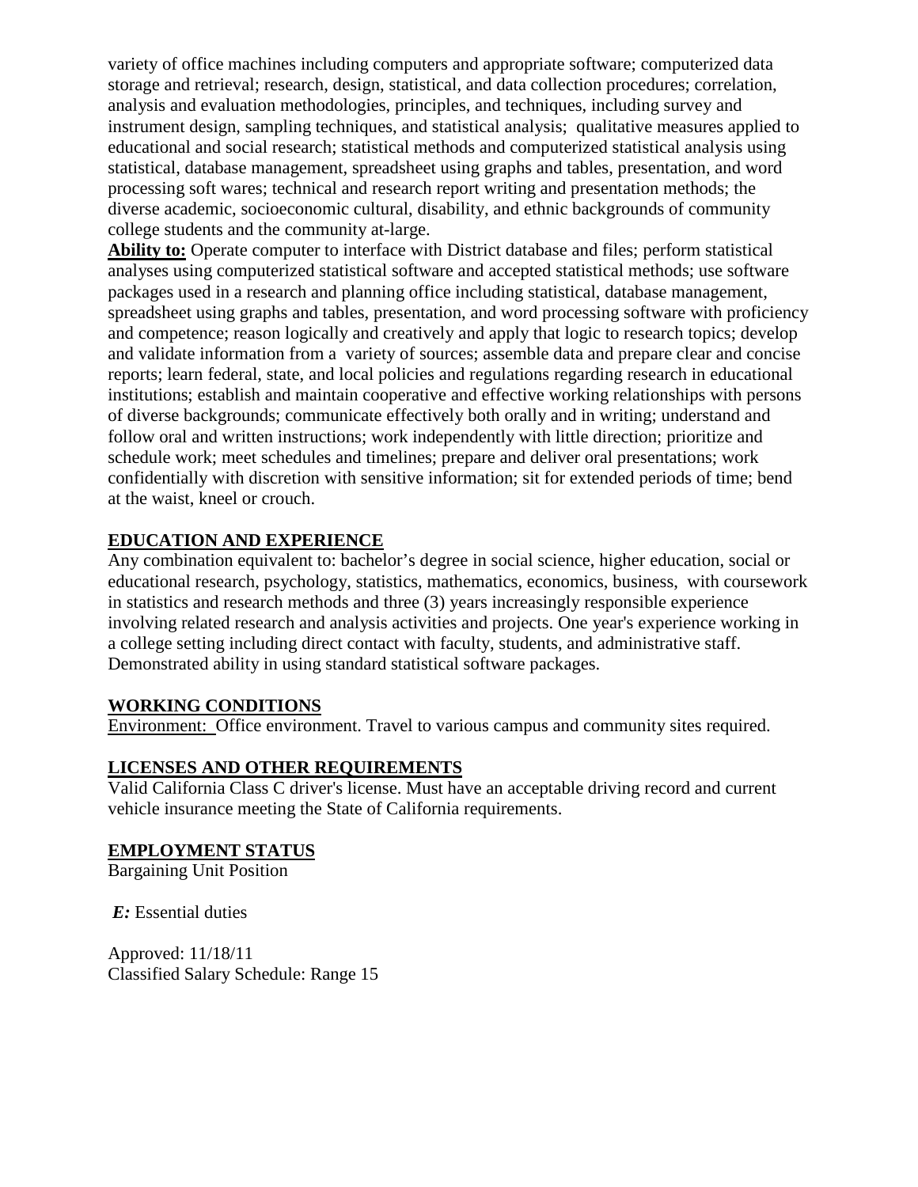variety of office machines including computers and appropriate software; computerized data storage and retrieval; research, design, statistical, and data collection procedures; correlation, analysis and evaluation methodologies, principles, and techniques, including survey and instrument design, sampling techniques, and statistical analysis; qualitative measures applied to educational and social research; statistical methods and computerized statistical analysis using statistical, database management, spreadsheet using graphs and tables, presentation, and word processing soft wares; technical and research report writing and presentation methods; the diverse academic, socioeconomic cultural, disability, and ethnic backgrounds of community college students and the community at-large.

**Ability to:** Operate computer to interface with District database and files; perform statistical analyses using computerized statistical software and accepted statistical methods; use software packages used in a research and planning office including statistical, database management, spreadsheet using graphs and tables, presentation, and word processing software with proficiency and competence; reason logically and creatively and apply that logic to research topics; develop and validate information from a variety of sources; assemble data and prepare clear and concise reports; learn federal, state, and local policies and regulations regarding research in educational institutions; establish and maintain cooperative and effective working relationships with persons of diverse backgrounds; communicate effectively both orally and in writing; understand and follow oral and written instructions; work independently with little direction; prioritize and schedule work; meet schedules and timelines; prepare and deliver oral presentations; work confidentially with discretion with sensitive information; sit for extended periods of time; bend at the waist, kneel or crouch.

## EDUCATION AND EXPERIENCE

Any combination equivalent to: bachelor's degree in social science, higher education, social or educational research, psychology, statistics, mathematics, economics, business, with coursework in statistics and research methods and three (3) years increasingly responsible experience involving related research and analysis activities and projects. One year's experience working in a college setting including direct contact with faculty, students, and administrative staff. Demonstrated ability in using standard statistical software packages.

## WORKING CONDITIONS

Environment: Office environment. Travel to various campus and community sites required.

## LICENSES AND OTHER REQUIREMENTS

Valid California Class C driver's license. Must have an acceptable driving record and current vehicle insurance meeting the State of California requirements.

## EMPLOYMENT STATUS

Bargaining Unit Position

***E:*** Essential duties

Approved: 11/18/11
Classified Salary Schedule: Range 15